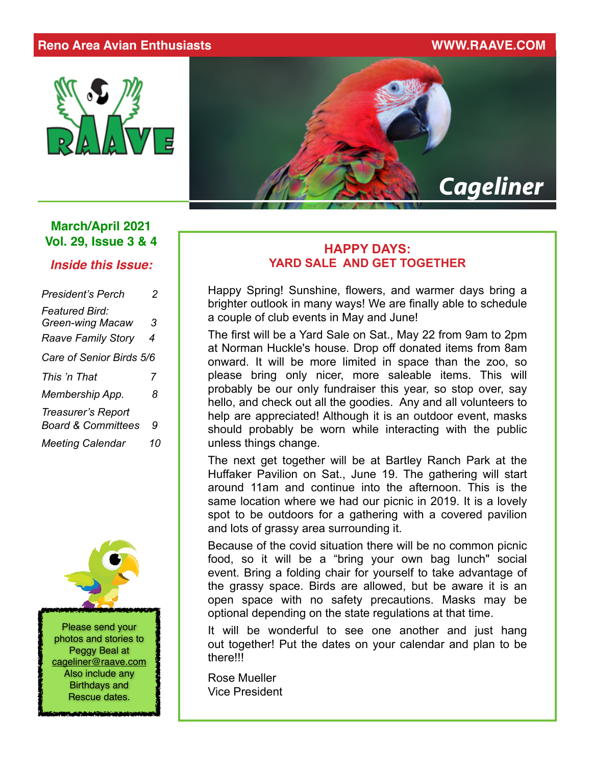Reno Area Avian Enthusiasts WWW.RAAVE.COM

# Cageliner

**March/April 2021**
**Vol. 29, Issue 3 & 4**

***Inside this Issue:***

| | |
|---|---|
| *President's Perch* | *2* |
| *Featured Bird: Green-wing Macaw* | *3* |
| *Raave Family Story* | *4* |
| *Care of Senior Birds* | *5/6* |
| *This 'n That* | *7* |
| *Membership App.* | *8* |
| *Treasurer's Report Board & Committees* | *9* |
| *Meeting Calendar* | *10* |

Please send your photos and stories to Peggy Beal at cageliner@raave.com Also include any Birthdays and Rescue dates.

## HAPPY DAYS: YARD SALE AND GET TOGETHER

Happy Spring! Sunshine, flowers, and warmer days bring a brighter outlook in many ways! We are finally able to schedule a couple of club events in May and June!

The first will be a Yard Sale on Sat., May 22 from 9am to 2pm at Norman Huckle's house. Drop off donated items from 8am onward. It will be more limited in space than the zoo, so please bring only nicer, more saleable items. This will probably be our only fundraiser this year, so stop over, say hello, and check out all the goodies. Any and all volunteers to help are appreciated! Although it is an outdoor event, masks should probably be worn while interacting with the public unless things change.

The next get together will be at Bartley Ranch Park at the Huffaker Pavilion on Sat., June 19. The gathering will start around 11am and continue into the afternoon. This is the same location where we had our picnic in 2019. It is a lovely spot to be outdoors for a gathering with a covered pavilion and lots of grassy area surrounding it.

Because of the covid situation there will be no common picnic food, so it will be a "bring your own bag lunch" social event. Bring a folding chair for yourself to take advantage of the grassy space. Birds are allowed, but be aware it is an open space with no safety precautions. Masks may be optional depending on the state regulations at that time.

It will be wonderful to see one another and just hang out together! Put the dates on your calendar and plan to be there!!!

Rose Mueller
Vice President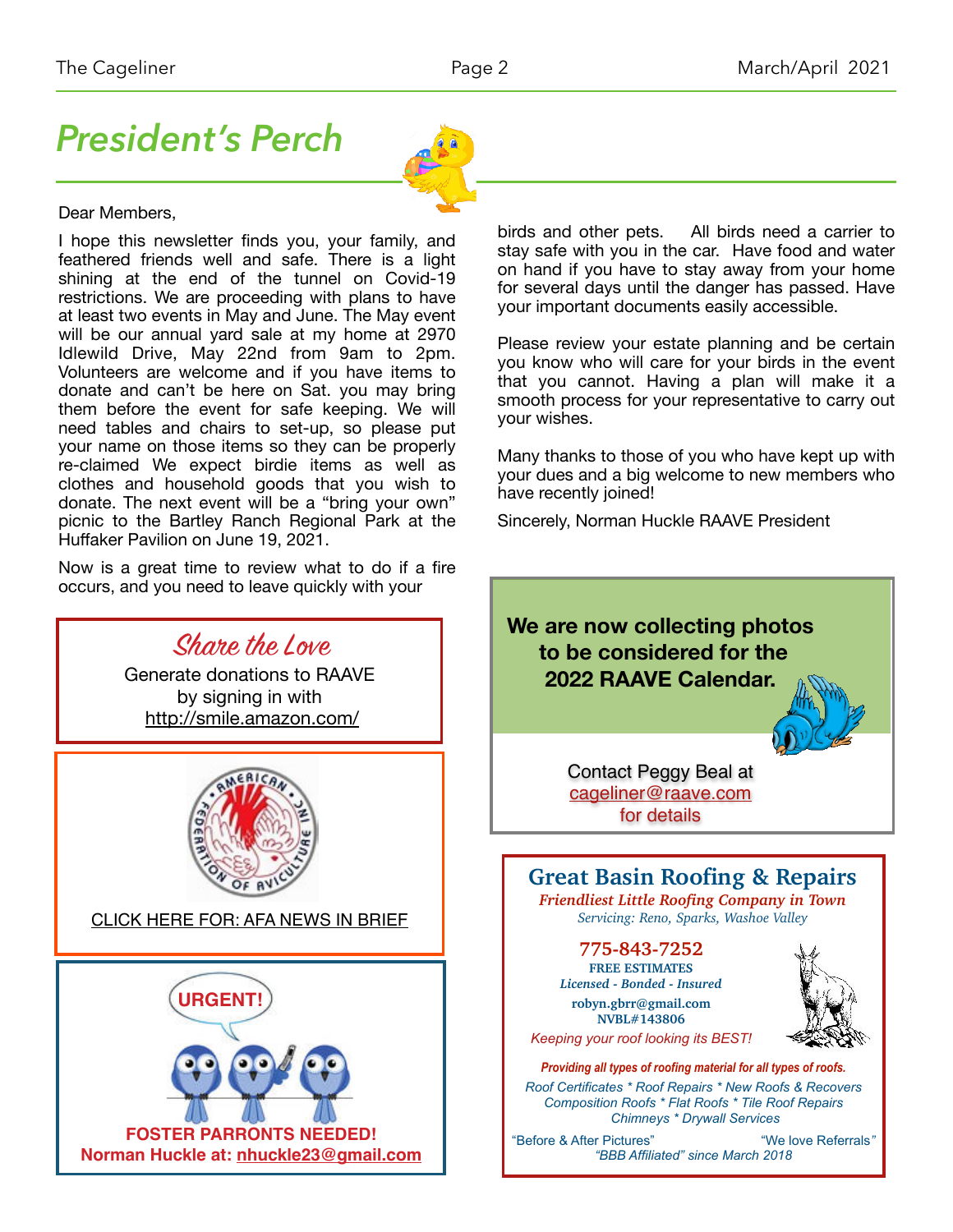# President's Perch

Dear Members,

I hope this newsletter finds you, your family, and feathered friends well and safe. There is a light shining at the end of the tunnel on Covid-19 restrictions. We are proceeding with plans to have at least two events in May and June. The May event will be our annual yard sale at my home at 2970 Idlewild Drive, May 22nd from 9am to 2pm. Volunteers are welcome and if you have items to donate and can't be here on Sat. you may bring them before the event for safe keeping. We will need tables and chairs to set-up, so please put your name on those items so they can be properly re-claimed We expect birdie items as well as clothes and household goods that you wish to donate. The next event will be a "bring your own" picnic to the Bartley Ranch Regional Park at the Huffaker Pavilion on June 19, 2021.

Now is a great time to review what to do if a fire occurs, and you need to leave quickly with your birds and other pets. All birds need a carrier to stay safe with you in the car. Have food and water on hand if you have to stay away from your home for several days until the danger has passed. Have your important documents easily accessible.

Please review your estate planning and be certain you know who will care for your birds in the event that you cannot. Having a plan will make it a smooth process for your representative to carry out your wishes.

Many thanks to those of you who have kept up with your dues and a big welcome to new members who have recently joined!

Sincerely, Norman Huckle RAAVE President

---

## Share the Love

Generate donations to RAAVE by signing in with http://smile.amazon.com/

---

CLICK HERE FOR: AFA NEWS IN BRIEF

---

URGENT!

**FOSTER PARRONTS NEEDED!**
**Norman Huckle at: nhuckle23@gmail.com**

---

**We are now collecting photos to be considered for the 2022 RAAVE Calendar.**

Contact Peggy Beal at cageliner@raave.com for details

---

## Great Basin Roofing & Repairs

*Friendliest Little Roofing Company in Town*

*Servicing: Reno, Sparks, Washoe Valley*

**775-843-7252**

**FREE ESTIMATES**

*Licensed - Bonded - Insured*

robyn.gbrr@gmail.com

NVBL#143806

*Keeping your roof looking its BEST!*

*Providing all types of roofing material for all types of roofs.*

*Roof Certificates * Roof Repairs * New Roofs & Recovers*
*Composition Roofs * Flat Roofs * Tile Roof Repairs*
*Chimneys * Drywall Services*

"Before & After Pictures" "We love Referrals"

*"BBB Affiliated" since March 2018*